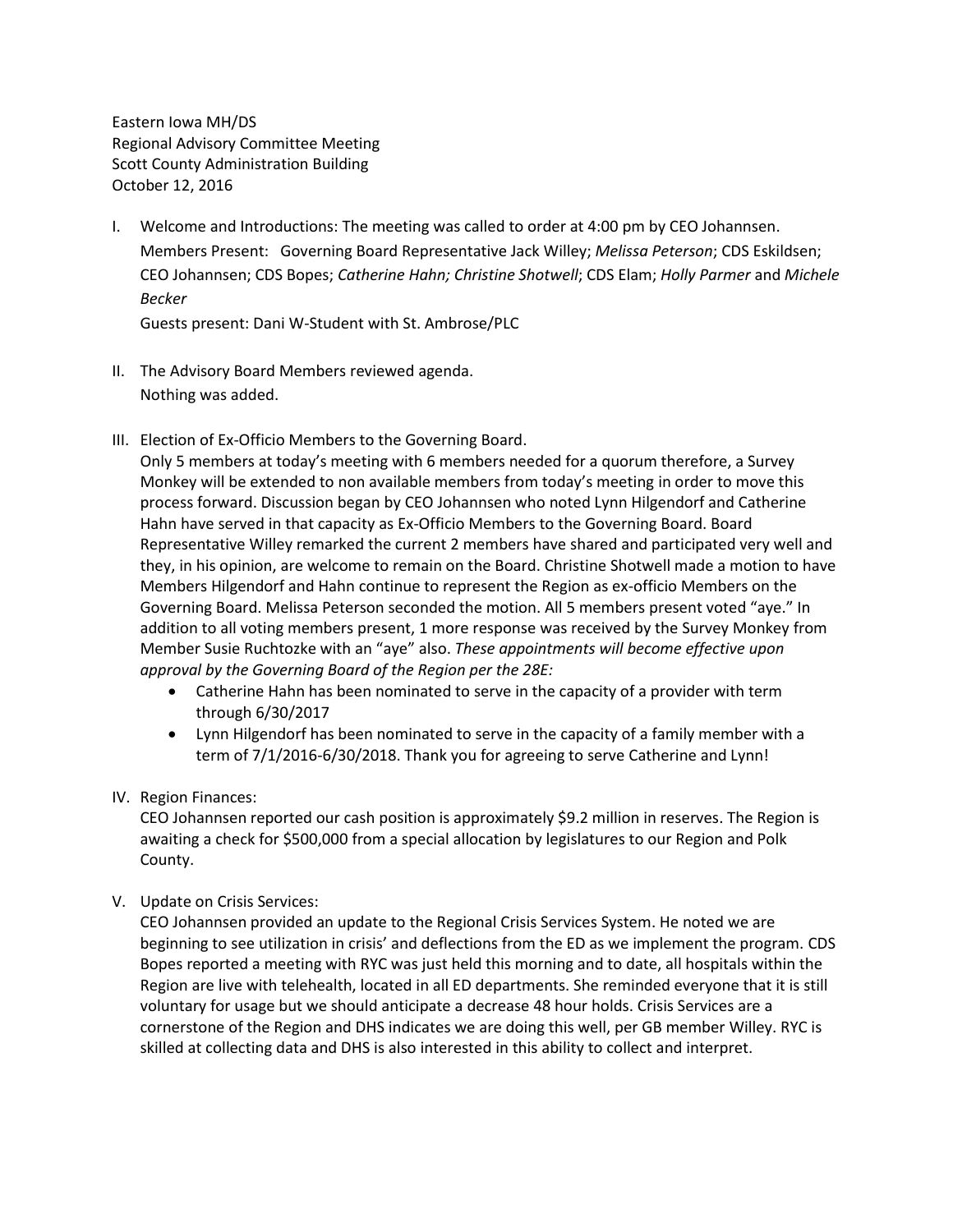Eastern Iowa MH/DS
Regional Advisory Committee Meeting
Scott County Administration Building
October 12, 2016

I. Welcome and Introductions: The meeting was called to order at 4:00 pm by CEO Johannsen. Members Present: Governing Board Representative Jack Willey; *Melissa Peterson*; CDS Eskildsen; CEO Johannsen; CDS Bopes; *Catherine Hahn; Christine Shotwell*; CDS Elam; *Holly Parmer* and *Michele Becker*
Guests present: Dani W-Student with St. Ambrose/PLC

II. The Advisory Board Members reviewed agenda.
Nothing was added.

III. Election of Ex-Officio Members to the Governing Board.
Only 5 members at today's meeting with 6 members needed for a quorum therefore, a Survey Monkey will be extended to non available members from today's meeting in order to move this process forward. Discussion began by CEO Johannsen who noted Lynn Hilgendorf and Catherine Hahn have served in that capacity as Ex-Officio Members to the Governing Board. Board Representative Willey remarked the current 2 members have shared and participated very well and they, in his opinion, are welcome to remain on the Board. Christine Shotwell made a motion to have Members Hilgendorf and Hahn continue to represent the Region as ex-officio Members on the Governing Board. Melissa Peterson seconded the motion. All 5 members present voted "aye." In addition to all voting members present, 1 more response was received by the Survey Monkey from Member Susie Ruchtozke with an "aye" also. *These appointments will become effective upon approval by the Governing Board of the Region per the 28E:*
   - Catherine Hahn has been nominated to serve in the capacity of a provider with term through 6/30/2017
   - Lynn Hilgendorf has been nominated to serve in the capacity of a family member with a term of 7/1/2016-6/30/2018. Thank you for agreeing to serve Catherine and Lynn!

IV. Region Finances:
CEO Johannsen reported our cash position is approximately $9.2 million in reserves. The Region is awaiting a check for $500,000 from a special allocation by legislatures to our Region and Polk County.

V. Update on Crisis Services:
CEO Johannsen provided an update to the Regional Crisis Services System. He noted we are beginning to see utilization in crisis' and deflections from the ED as we implement the program. CDS Bopes reported a meeting with RYC was just held this morning and to date, all hospitals within the Region are live with telehealth, located in all ED departments. She reminded everyone that it is still voluntary for usage but we should anticipate a decrease 48 hour holds. Crisis Services are a cornerstone of the Region and DHS indicates we are doing this well, per GB member Willey. RYC is skilled at collecting data and DHS is also interested in this ability to collect and interpret.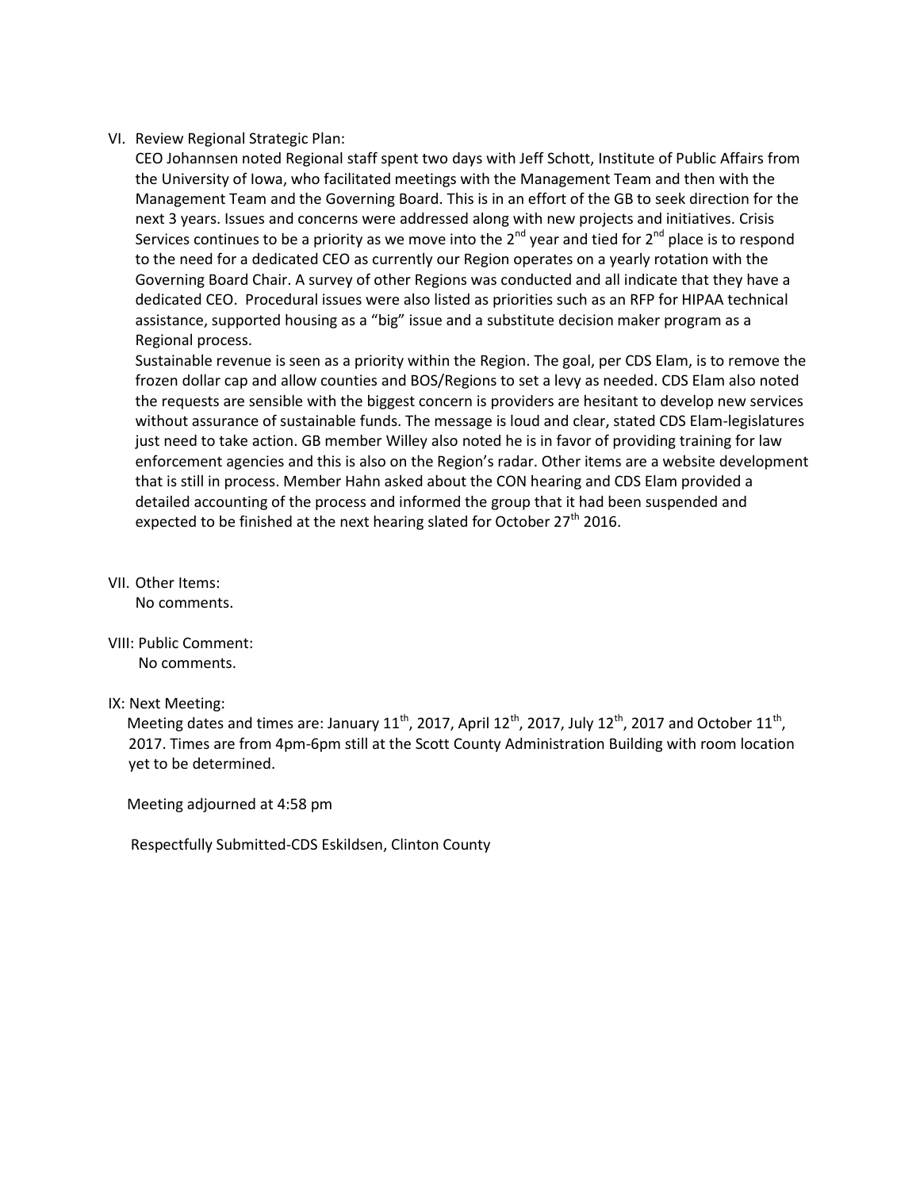VI. Review Regional Strategic Plan:

CEO Johannsen noted Regional staff spent two days with Jeff Schott, Institute of Public Affairs from the University of Iowa, who facilitated meetings with the Management Team and then with the Management Team and the Governing Board. This is in an effort of the GB to seek direction for the next 3 years. Issues and concerns were addressed along with new projects and initiatives. Crisis Services continues to be a priority as we move into the 2nd year and tied for 2nd place is to respond to the need for a dedicated CEO as currently our Region operates on a yearly rotation with the Governing Board Chair. A survey of other Regions was conducted and all indicate that they have a dedicated CEO. Procedural issues were also listed as priorities such as an RFP for HIPAA technical assistance, supported housing as a "big" issue and a substitute decision maker program as a Regional process.

Sustainable revenue is seen as a priority within the Region. The goal, per CDS Elam, is to remove the frozen dollar cap and allow counties and BOS/Regions to set a levy as needed. CDS Elam also noted the requests are sensible with the biggest concern is providers are hesitant to develop new services without assurance of sustainable funds. The message is loud and clear, stated CDS Elam-legislatures just need to take action. GB member Willey also noted he is in favor of providing training for law enforcement agencies and this is also on the Region's radar. Other items are a website development that is still in process. Member Hahn asked about the CON hearing and CDS Elam provided a detailed accounting of the process and informed the group that it had been suspended and expected to be finished at the next hearing slated for October 27th 2016.

VII. Other Items:

No comments.

VIII: Public Comment:

No comments.

IX: Next Meeting:

Meeting dates and times are: January 11th, 2017, April 12th, 2017, July 12th, 2017 and October 11th, 2017. Times are from 4pm-6pm still at the Scott County Administration Building with room location yet to be determined.

Meeting adjourned at 4:58 pm

Respectfully Submitted-CDS Eskildsen, Clinton County